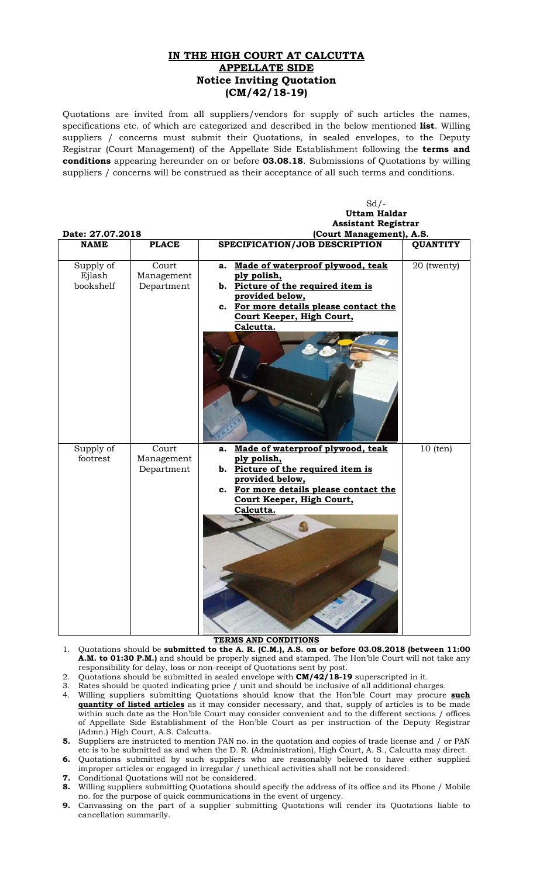# IN THE HIGH COURT AT CALCUTTA

## APPELLATE SIDE

### Notice Inviting Quotation

### (CM/42/18-19)

Quotations are invited from all suppliers/vendors for supply of such articles the names, specifications etc. of which are categorized and described in the below mentioned **list**. Willing suppliers / concerns must submit their Quotations, in sealed envelopes, to the Deputy Registrar (Court Management) of the Appellate Side Establishment following the **terms and conditions** appearing hereunder on or before **03.08.18**. Submissions of Quotations by willing suppliers / concerns will be construed as their acceptance of all such terms and conditions.

Sd/-
**Uttam Haldar**
**Assistant Registrar**
**(Court Management), A.S.**

**Date: 27.07.2018**

| NAME | PLACE | SPECIFICATION/JOB DESCRIPTION | QUANTITY |
|---|---|---|---|
| Supply of Ejlash bookshelf | Court Management Department | a. **Made of waterproof plywood, teak ply polish,** b. **Picture of the required item is provided below,** c. **For more details please contact the Court Keeper, High Court, Calcutta.** | 20 (twenty) |
| Supply of footrest | Court Management Department | a. **Made of waterproof plywood, teak ply polish,** b. **Picture of the required item is provided below,** c. **For more details please contact the Court Keeper, High Court, Calcutta.** | 10 (ten) |

**TERMS AND CONDITIONS**

1. Quotations should be **submitted to the A. R. (C.M.), A.S. on or before 03.08.2018 (between 11:00 A.M. to 01:30 P.M.)** and should be properly signed and stamped. The Hon'ble Court will not take any responsibility for delay, loss or non-receipt of Quotations sent by post.
2. Quotations should be submitted in sealed envelope with **CM/42/18-19** superscripted in it.
3. Rates should be quoted indicating price / unit and should be inclusive of all additional charges.
4. Willing suppliers submitting Quotations should know that the Hon'ble Court may procure **such quantity of listed articles** as it may consider necessary, and that, supply of articles is to be made within such date as the Hon'ble Court may consider convenient and to the different sections / offices of Appellate Side Establishment of the Hon'ble Court as per instruction of the Deputy Registrar (Admn.) High Court, A.S. Calcutta.
5. Suppliers are instructed to mention PAN no. in the quotation and copies of trade license and / or PAN etc is to be submitted as and when the D. R. (Administration), High Court, A. S., Calcutta may direct.
6. Quotations submitted by such suppliers who are reasonably believed to have either supplied improper articles or engaged in irregular / unethical activities shall not be considered.
7. Conditional Quotations will not be considered.
8. Willing suppliers submitting Quotations should specify the address of its office and its Phone / Mobile no. for the purpose of quick communications in the event of urgency.
9. Canvassing on the part of a supplier submitting Quotations will render its Quotations liable to cancellation summarily.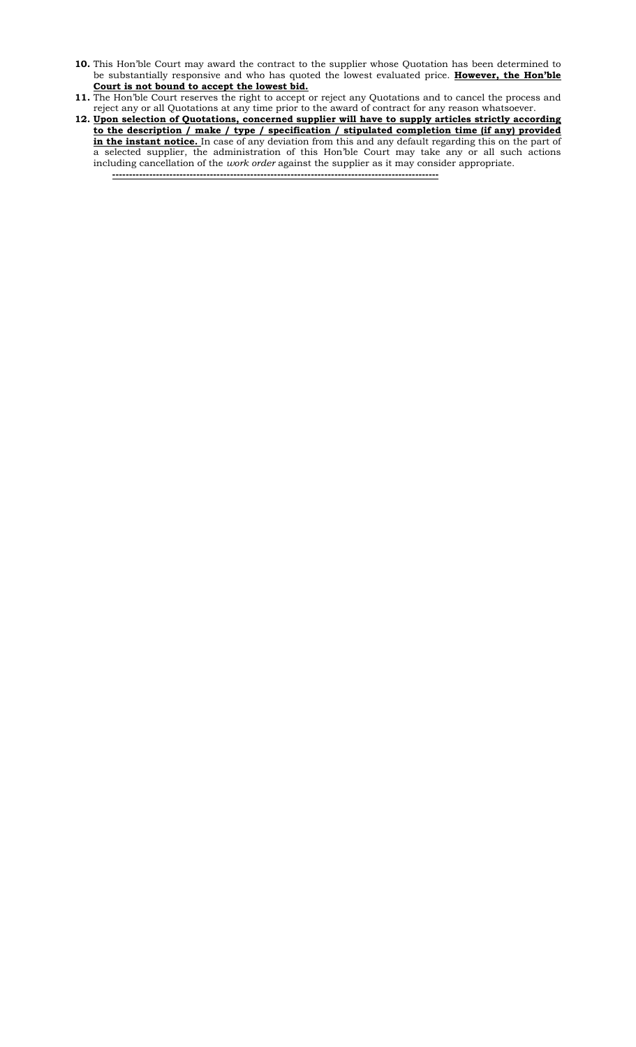10. This Hon'ble Court may award the contract to the supplier whose Quotation has been determined to be substantially responsive and who has quoted the lowest evaluated price. **However, the Hon'ble Court is not bound to accept the lowest bid.**
11. The Hon'ble Court reserves the right to accept or reject any Quotations and to cancel the process and reject any or all Quotations at any time prior to the award of contract for any reason whatsoever.
12. **Upon selection of Quotations, concerned supplier will have to supply articles strictly according to the description / make / type / specification / stipulated completion time (if any) provided in the instant notice.** In case of any deviation from this and any default regarding this on the part of a selected supplier, the administration of this Hon'ble Court may take any or all such actions including cancellation of the *work order* against the supplier as it may consider appropriate.

---